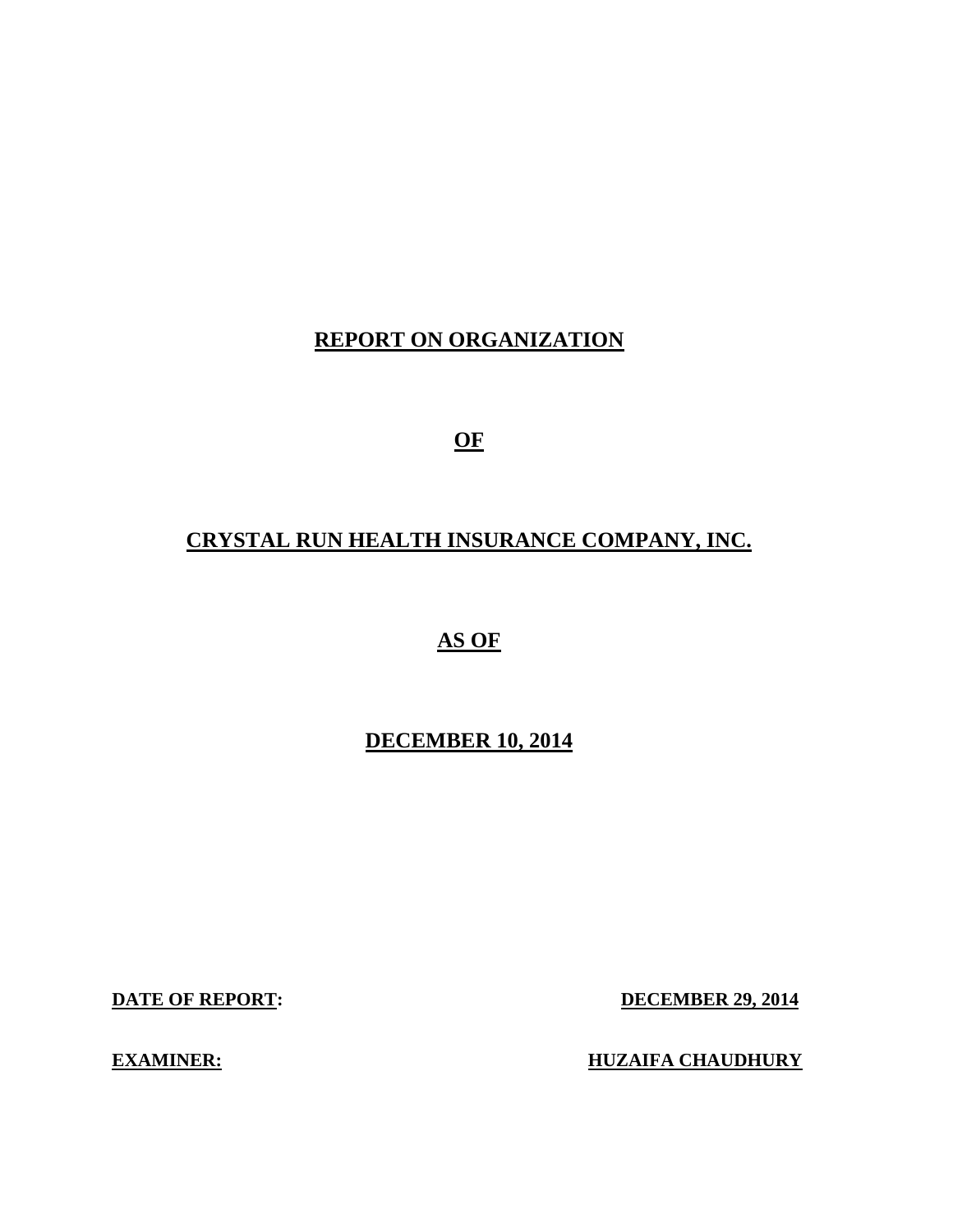# REPORT ON ORGANIZATION

# OF

# CRYSTAL RUN HEALTH INSURANCE COMPANY, INC.

# AS OF

# DECEMBER 10, 2014

**DATE OF REPORT:** **DECEMBER 29, 2014**

**EXAMINER:** **HUZAIFA CHAUDHURY**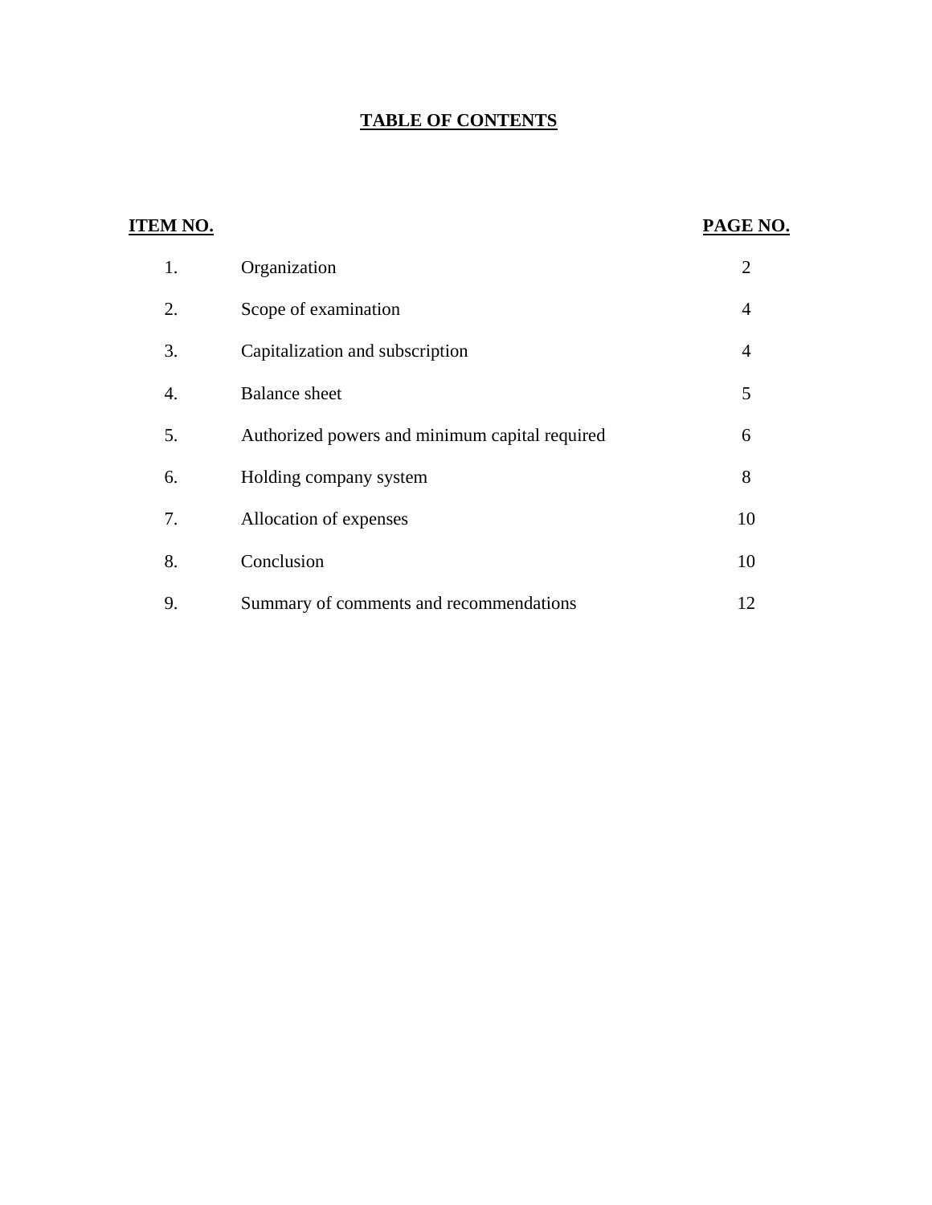# TABLE OF CONTENTS

| ITEM NO. | | PAGE NO. |
|---|---|---|
| 1. | Organization | 2 |
| 2. | Scope of examination | 4 |
| 3. | Capitalization and subscription | 4 |
| 4. | Balance sheet | 5 |
| 5. | Authorized powers and minimum capital required | 6 |
| 6. | Holding company system | 8 |
| 7. | Allocation of expenses | 10 |
| 8. | Conclusion | 10 |
| 9. | Summary of comments and recommendations | 12 |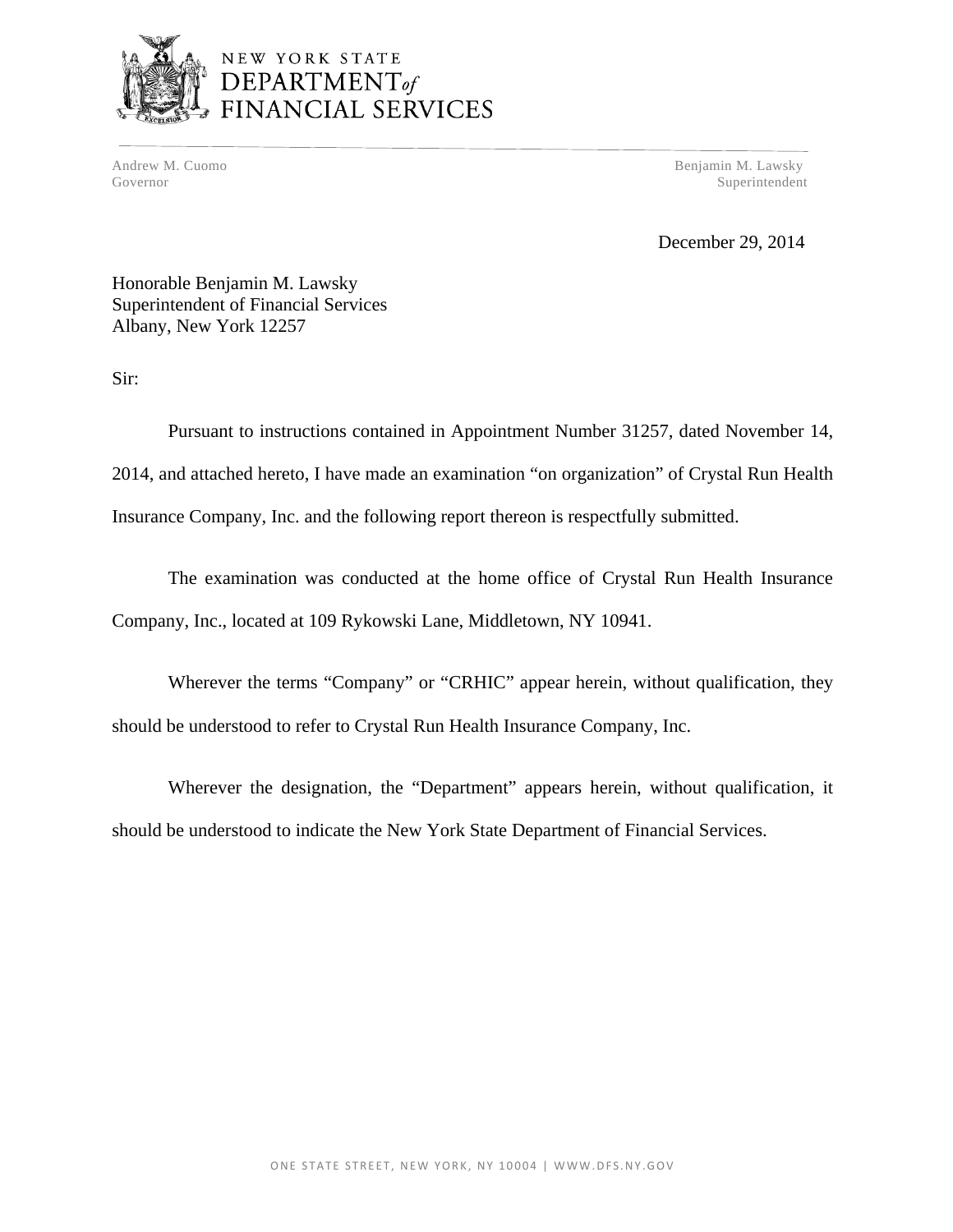NEW YORK STATE
DEPARTMENT *of*
FINANCIAL SERVICES

Andrew M. Cuomo
Governor

Benjamin M. Lawsky
Superintendent

December 29, 2014

Honorable Benjamin M. Lawsky
Superintendent of Financial Services
Albany, New York 12257

Sir:

Pursuant to instructions contained in Appointment Number 31257, dated November 14, 2014, and attached hereto, I have made an examination "on organization" of Crystal Run Health Insurance Company, Inc. and the following report thereon is respectfully submitted.

The examination was conducted at the home office of Crystal Run Health Insurance Company, Inc., located at 109 Rykowski Lane, Middletown, NY 10941.

Wherever the terms "Company" or "CRHIC" appear herein, without qualification, they should be understood to refer to Crystal Run Health Insurance Company, Inc.

Wherever the designation, the "Department" appears herein, without qualification, it should be understood to indicate the New York State Department of Financial Services.

ONE STATE STREET, NEW YORK, NY 10004 | WWW.DFS.NY.GOV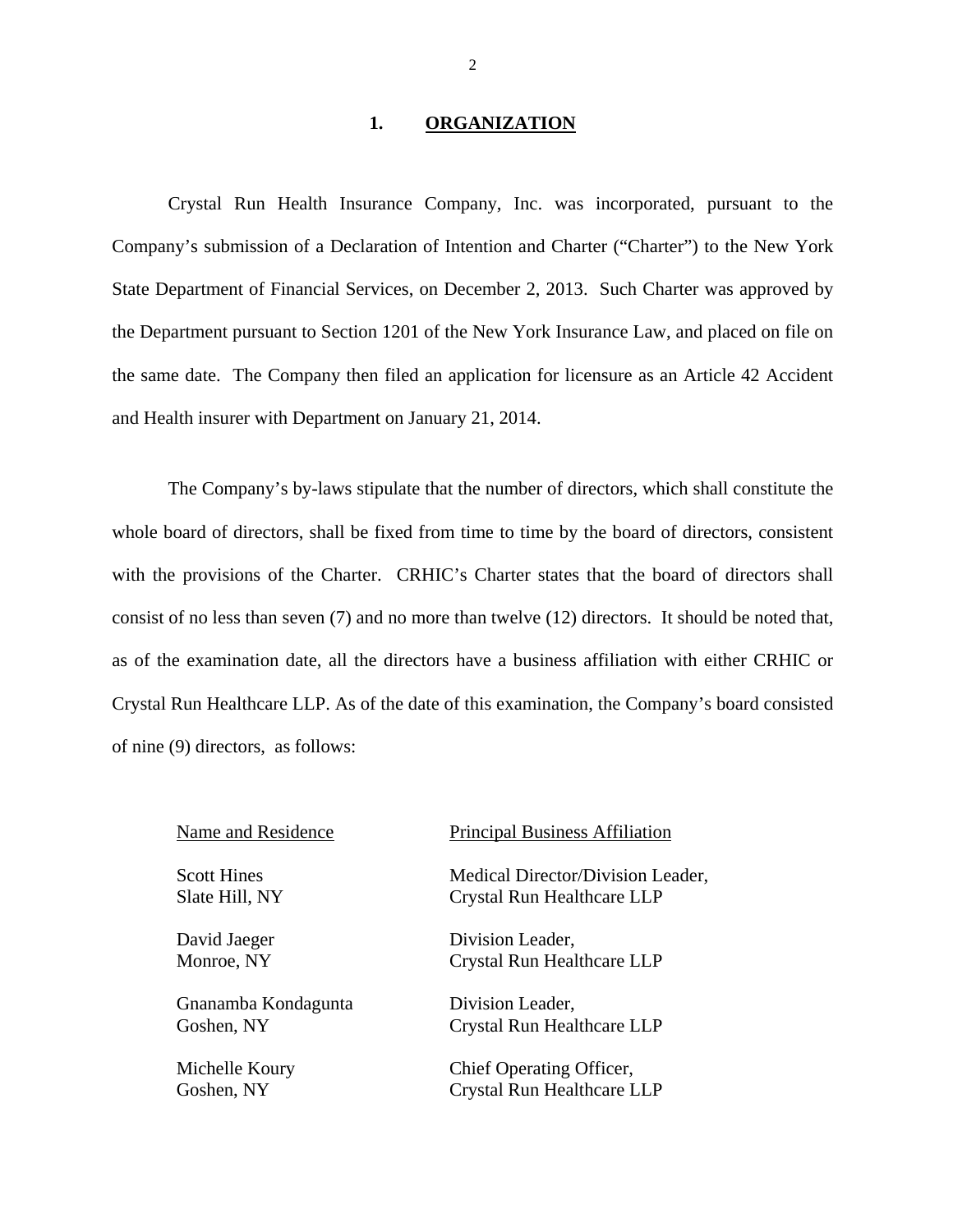## 1. ORGANIZATION

Crystal Run Health Insurance Company, Inc. was incorporated, pursuant to the Company's submission of a Declaration of Intention and Charter ("Charter") to the New York State Department of Financial Services, on December 2, 2013. Such Charter was approved by the Department pursuant to Section 1201 of the New York Insurance Law, and placed on file on the same date. The Company then filed an application for licensure as an Article 42 Accident and Health insurer with Department on January 21, 2014.

The Company's by-laws stipulate that the number of directors, which shall constitute the whole board of directors, shall be fixed from time to time by the board of directors, consistent with the provisions of the Charter. CRHIC's Charter states that the board of directors shall consist of no less than seven (7) and no more than twelve (12) directors. It should be noted that, as of the examination date, all the directors have a business affiliation with either CRHIC or Crystal Run Healthcare LLP. As of the date of this examination, the Company's board consisted of nine (9) directors, as follows:

| Name and Residence | Principal Business Affiliation |
|---|---|
| Scott Hines<br>Slate Hill, NY | Medical Director/Division Leader,<br>Crystal Run Healthcare LLP |
| David Jaeger<br>Monroe, NY | Division Leader,<br>Crystal Run Healthcare LLP |
| Gnanamba Kondagunta<br>Goshen, NY | Division Leader,<br>Crystal Run Healthcare LLP |
| Michelle Koury<br>Goshen, NY | Chief Operating Officer,<br>Crystal Run Healthcare LLP |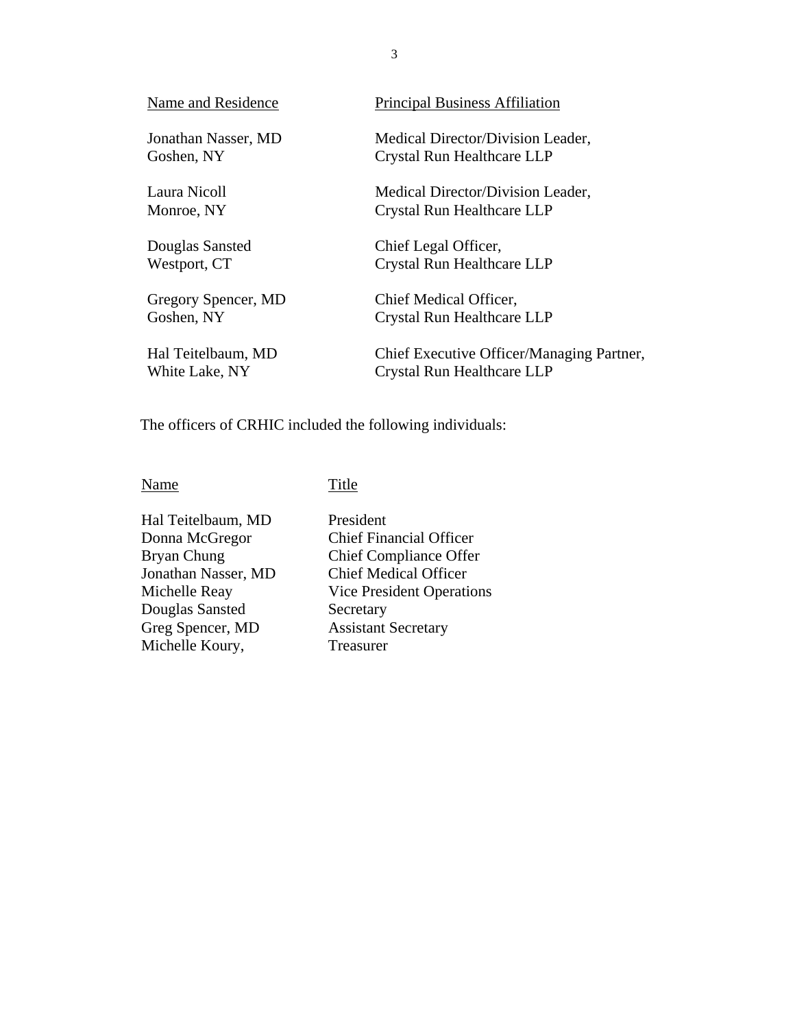| Name and Residence | Principal Business Affiliation |
|---|---|
| Jonathan Nasser, MD<br>Goshen, NY | Medical Director/Division Leader,<br>Crystal Run Healthcare LLP |
| Laura Nicoll<br>Monroe, NY | Medical Director/Division Leader,<br>Crystal Run Healthcare LLP |
| Douglas Sansted<br>Westport, CT | Chief Legal Officer,<br>Crystal Run Healthcare LLP |
| Gregory Spencer, MD<br>Goshen, NY | Chief Medical Officer,<br>Crystal Run Healthcare LLP |
| Hal Teitelbaum, MD<br>White Lake, NY | Chief Executive Officer/Managing Partner,<br>Crystal Run Healthcare LLP |

The officers of CRHIC included the following individuals:

| Name | Title |
|---|---|
| Hal Teitelbaum, MD | President |
| Donna McGregor | Chief Financial Officer |
| Bryan Chung | Chief Compliance Offer |
| Jonathan Nasser, MD | Chief Medical Officer |
| Michelle Reay | Vice President Operations |
| Douglas Sansted | Secretary |
| Greg Spencer, MD | Assistant Secretary |
| Michelle Koury, | Treasurer |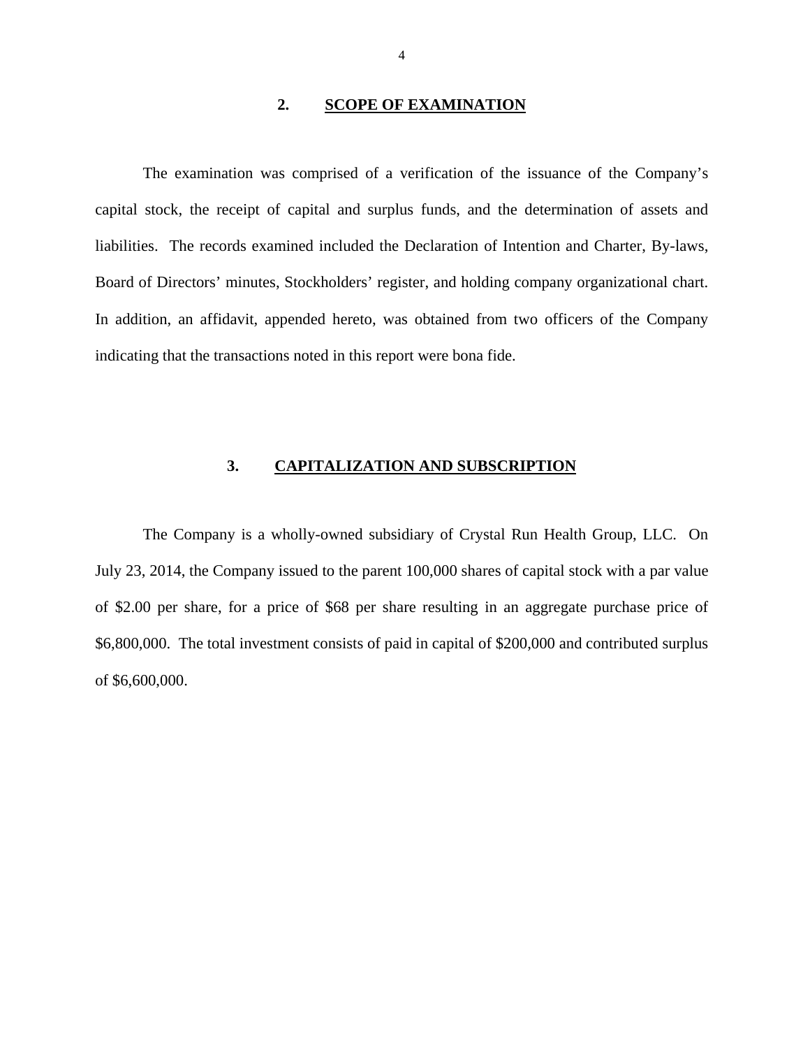## 2. SCOPE OF EXAMINATION

The examination was comprised of a verification of the issuance of the Company's capital stock, the receipt of capital and surplus funds, and the determination of assets and liabilities. The records examined included the Declaration of Intention and Charter, By-laws, Board of Directors' minutes, Stockholders' register, and holding company organizational chart. In addition, an affidavit, appended hereto, was obtained from two officers of the Company indicating that the transactions noted in this report were bona fide.

## 3. CAPITALIZATION AND SUBSCRIPTION

The Company is a wholly-owned subsidiary of Crystal Run Health Group, LLC. On July 23, 2014, the Company issued to the parent 100,000 shares of capital stock with a par value of $2.00 per share, for a price of $68 per share resulting in an aggregate purchase price of $6,800,000. The total investment consists of paid in capital of $200,000 and contributed surplus of $6,600,000.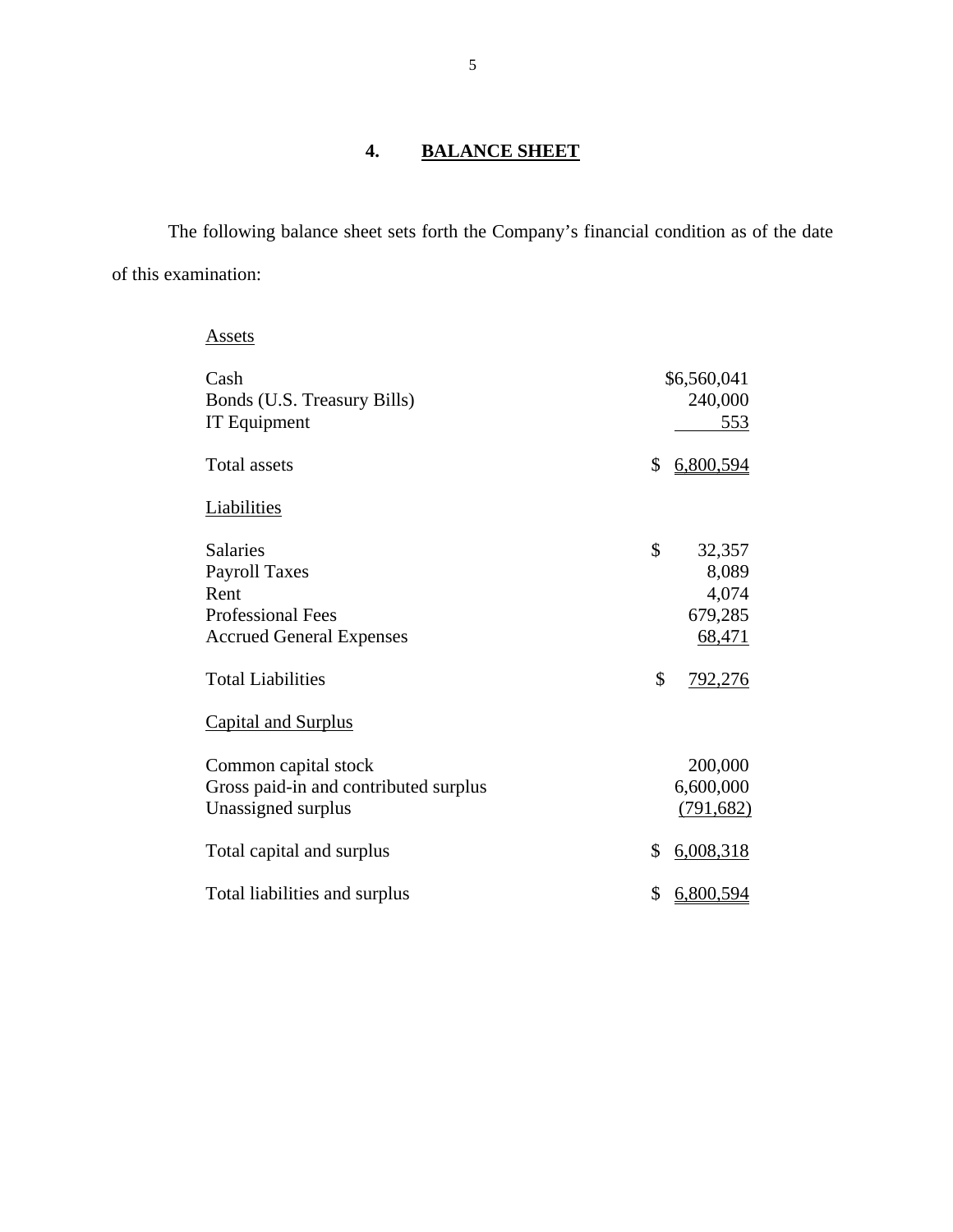## 4. BALANCE SHEET

The following balance sheet sets forth the Company's financial condition as of the date of this examination:

| | |
|---|---|
| Assets | |
| Cash | $6,560,041 |
| Bonds (U.S. Treasury Bills) | 240,000 |
| IT Equipment | 553 |
| Total assets | $ 6,800,594 |
| Liabilities | |
| Salaries | $ 32,357 |
| Payroll Taxes | 8,089 |
| Rent | 4,074 |
| Professional Fees | 679,285 |
| Accrued General Expenses | 68,471 |
| Total Liabilities | $ 792,276 |
| Capital and Surplus | |
| Common capital stock | 200,000 |
| Gross paid-in and contributed surplus | 6,600,000 |
| Unassigned surplus | (791,682) |
| Total capital and surplus | $ 6,008,318 |
| Total liabilities and surplus | $ 6,800,594 |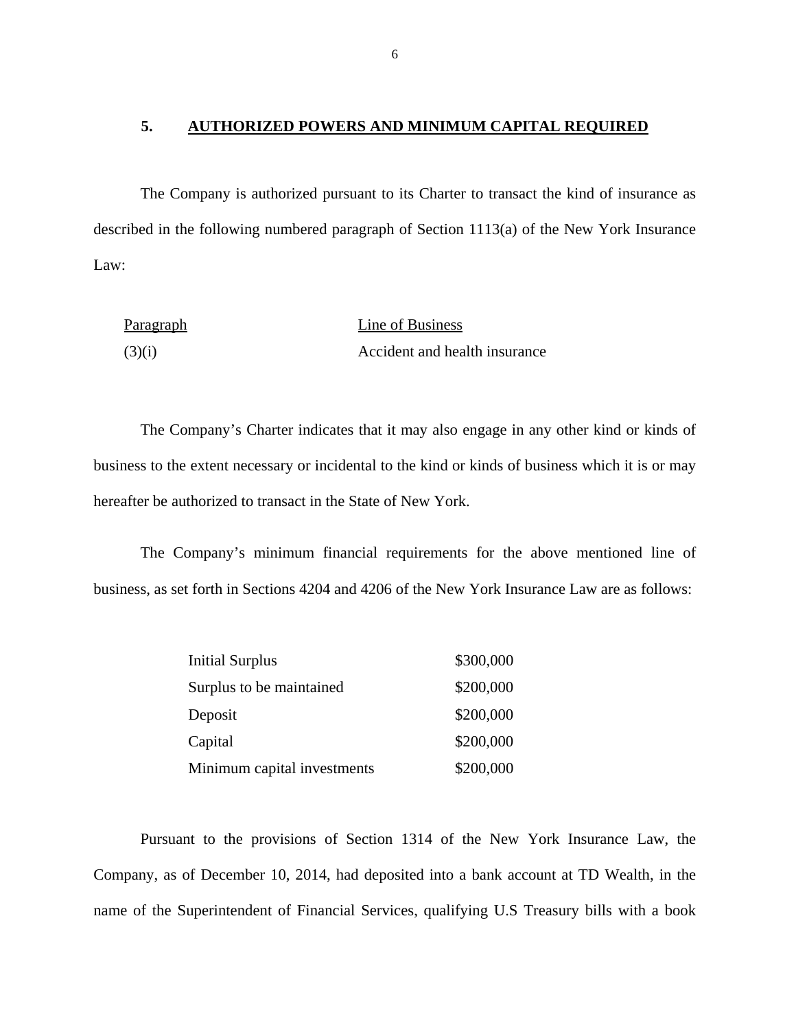## 5. AUTHORIZED POWERS AND MINIMUM CAPITAL REQUIRED

The Company is authorized pursuant to its Charter to transact the kind of insurance as described in the following numbered paragraph of Section 1113(a) of the New York Insurance Law:

| Paragraph | Line of Business |
|---|---|
| (3)(i) | Accident and health insurance |

The Company's Charter indicates that it may also engage in any other kind or kinds of business to the extent necessary or incidental to the kind or kinds of business which it is or may hereafter be authorized to transact in the State of New York.

The Company's minimum financial requirements for the above mentioned line of business, as set forth in Sections 4204 and 4206 of the New York Insurance Law are as follows:

| | |
|---|---|
| Initial Surplus | $300,000 |
| Surplus to be maintained | $200,000 |
| Deposit | $200,000 |
| Capital | $200,000 |
| Minimum capital investments | $200,000 |

Pursuant to the provisions of Section 1314 of the New York Insurance Law, the Company, as of December 10, 2014, had deposited into a bank account at TD Wealth, in the name of the Superintendent of Financial Services, qualifying U.S Treasury bills with a book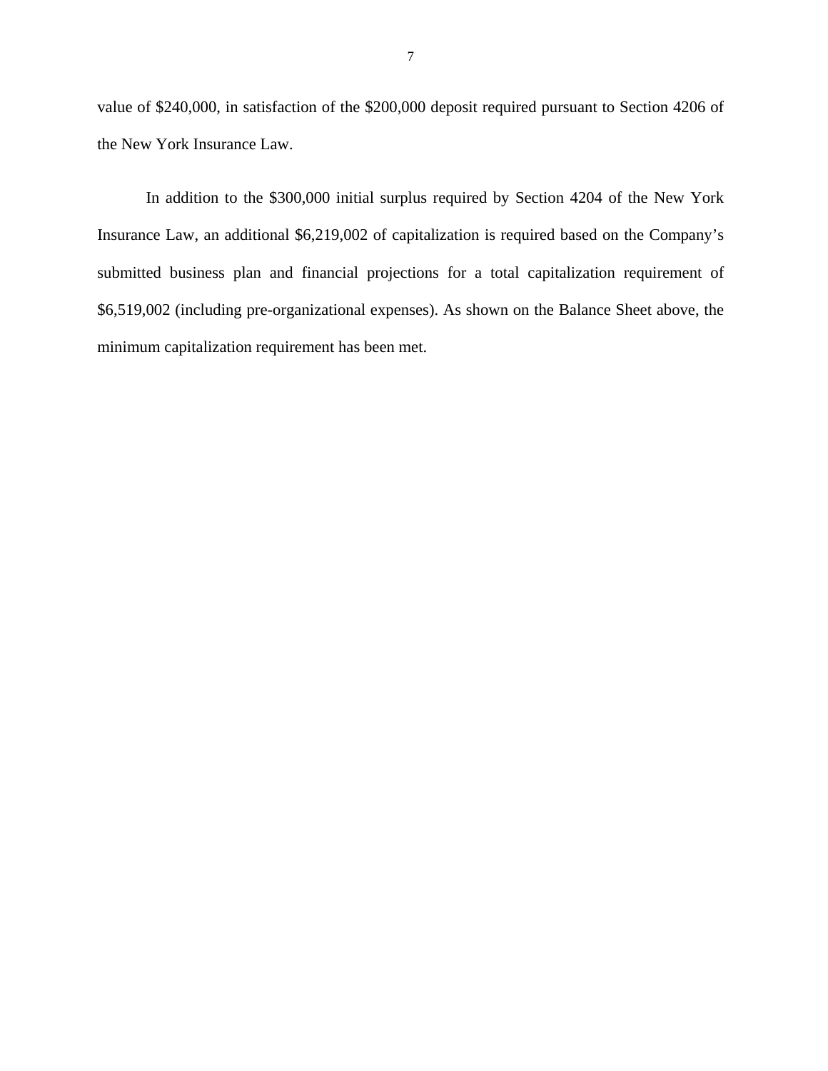value of $240,000, in satisfaction of the $200,000 deposit required pursuant to Section 4206 of the New York Insurance Law.

In addition to the $300,000 initial surplus required by Section 4204 of the New York Insurance Law, an additional $6,219,002 of capitalization is required based on the Company's submitted business plan and financial projections for a total capitalization requirement of $6,519,002 (including pre-organizational expenses). As shown on the Balance Sheet above, the minimum capitalization requirement has been met.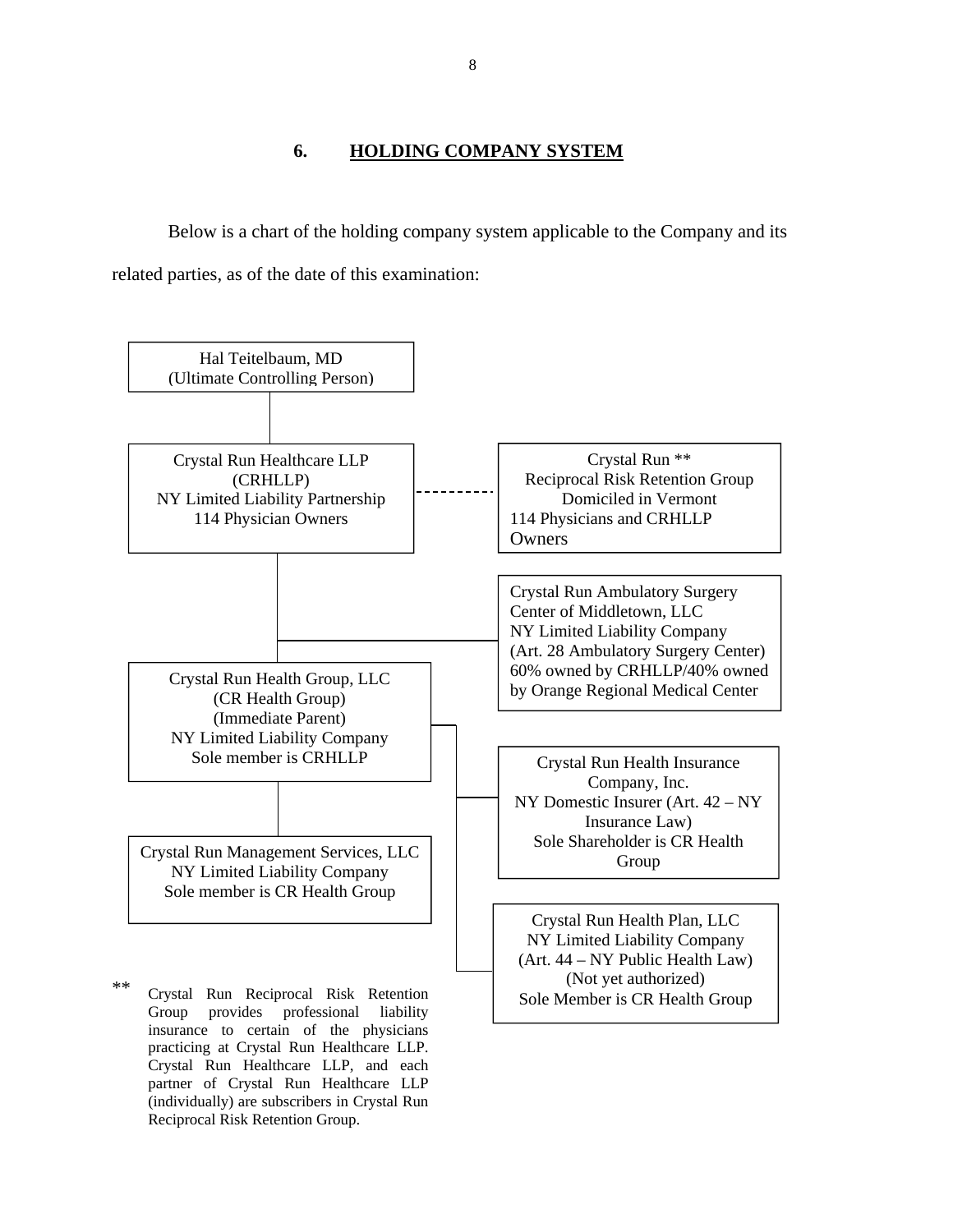## 6. HOLDING COMPANY SYSTEM

Below is a chart of the holding company system applicable to the Company and its related parties, as of the date of this examination:

Hal Teitelbaum, MD
(Ultimate Controlling Person)

Crystal Run Healthcare LLP
(CRHLLP)
NY Limited Liability Partnership
114 Physician Owners

Crystal Run **
Reciprocal Risk Retention Group
Domiciled in Vermont
114 Physicians and CRHLLP
Owners

Crystal Run Ambulatory Surgery
Center of Middletown, LLC
NY Limited Liability Company
(Art. 28 Ambulatory Surgery Center)
60% owned by CRHLLP/40% owned
by Orange Regional Medical Center

Crystal Run Health Group, LLC
(CR Health Group)
(Immediate Parent)
NY Limited Liability Company
Sole member is CRHLLP

Crystal Run Health Insurance
Company, Inc.
NY Domestic Insurer (Art. 42 – NY
Insurance Law)
Sole Shareholder is CR Health
Group

Crystal Run Management Services, LLC
NY Limited Liability Company
Sole member is CR Health Group

Crystal Run Health Plan, LLC
NY Limited Liability Company
(Art. 44 – NY Public Health Law)
(Not yet authorized)
Sole Member is CR Health Group

** Crystal Run Reciprocal Risk Retention Group provides professional liability insurance to certain of the physicians practicing at Crystal Run Healthcare LLP. Crystal Run Healthcare LLP, and each partner of Crystal Run Healthcare LLP (individually) are subscribers in Crystal Run Reciprocal Risk Retention Group.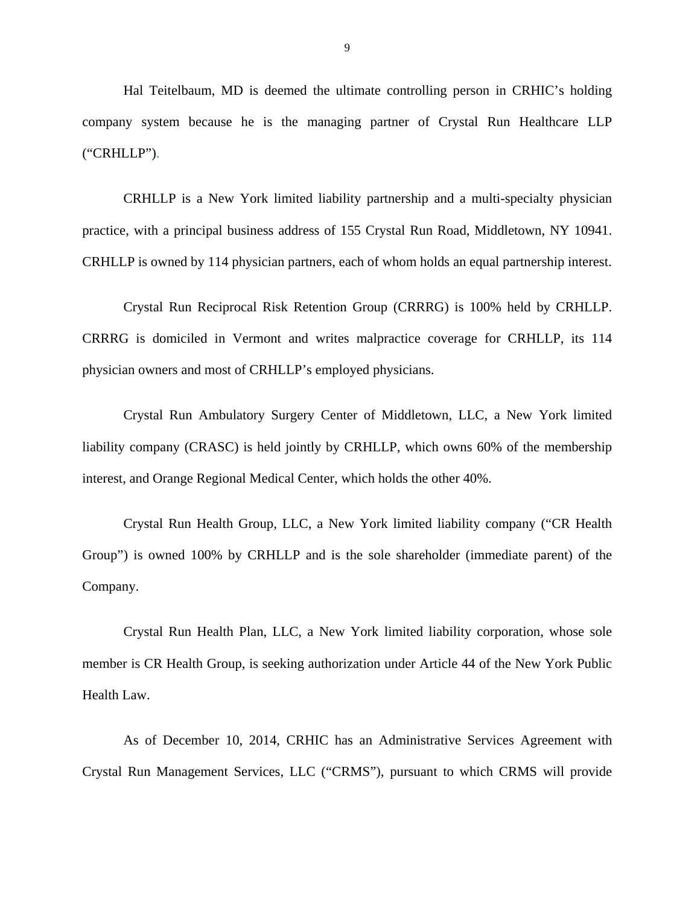Hal Teitelbaum, MD is deemed the ultimate controlling person in CRHIC's holding company system because he is the managing partner of Crystal Run Healthcare LLP ("CRHLLP").

CRHLLP is a New York limited liability partnership and a multi-specialty physician practice, with a principal business address of 155 Crystal Run Road, Middletown, NY 10941. CRHLLP is owned by 114 physician partners, each of whom holds an equal partnership interest.

Crystal Run Reciprocal Risk Retention Group (CRRRG) is 100% held by CRHLLP. CRRRG is domiciled in Vermont and writes malpractice coverage for CRHLLP, its 114 physician owners and most of CRHLLP's employed physicians.

Crystal Run Ambulatory Surgery Center of Middletown, LLC, a New York limited liability company (CRASC) is held jointly by CRHLLP, which owns 60% of the membership interest, and Orange Regional Medical Center, which holds the other 40%.

Crystal Run Health Group, LLC, a New York limited liability company ("CR Health Group") is owned 100% by CRHLLP and is the sole shareholder (immediate parent) of the Company.

Crystal Run Health Plan, LLC, a New York limited liability corporation, whose sole member is CR Health Group, is seeking authorization under Article 44 of the New York Public Health Law.

As of December 10, 2014, CRHIC has an Administrative Services Agreement with Crystal Run Management Services, LLC ("CRMS"), pursuant to which CRMS will provide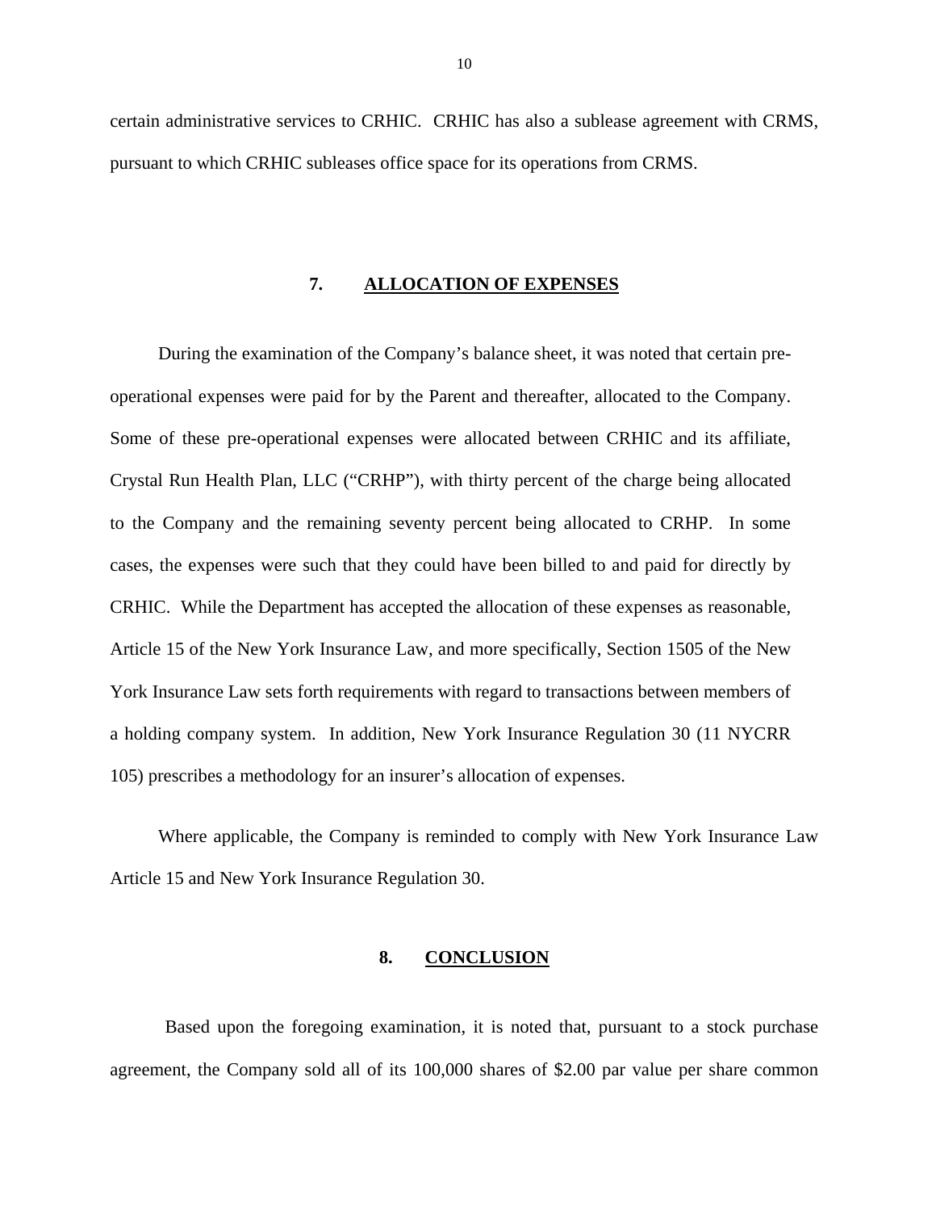certain administrative services to CRHIC. CRHIC has also a sublease agreement with CRMS, pursuant to which CRHIC subleases office space for its operations from CRMS.

## 7. ALLOCATION OF EXPENSES

During the examination of the Company's balance sheet, it was noted that certain pre-operational expenses were paid for by the Parent and thereafter, allocated to the Company. Some of these pre-operational expenses were allocated between CRHIC and its affiliate, Crystal Run Health Plan, LLC ("CRHP"), with thirty percent of the charge being allocated to the Company and the remaining seventy percent being allocated to CRHP. In some cases, the expenses were such that they could have been billed to and paid for directly by CRHIC. While the Department has accepted the allocation of these expenses as reasonable, Article 15 of the New York Insurance Law, and more specifically, Section 1505 of the New York Insurance Law sets forth requirements with regard to transactions between members of a holding company system. In addition, New York Insurance Regulation 30 (11 NYCRR 105) prescribes a methodology for an insurer's allocation of expenses.

Where applicable, the Company is reminded to comply with New York Insurance Law Article 15 and New York Insurance Regulation 30.

## 8. CONCLUSION

Based upon the foregoing examination, it is noted that, pursuant to a stock purchase agreement, the Company sold all of its 100,000 shares of $2.00 par value per share common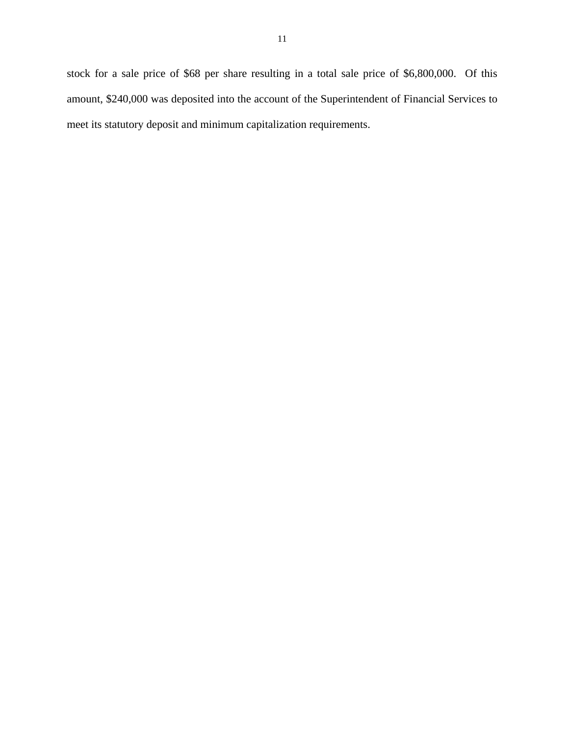stock for a sale price of $68 per share resulting in a total sale price of $6,800,000. Of this amount, $240,000 was deposited into the account of the Superintendent of Financial Services to meet its statutory deposit and minimum capitalization requirements.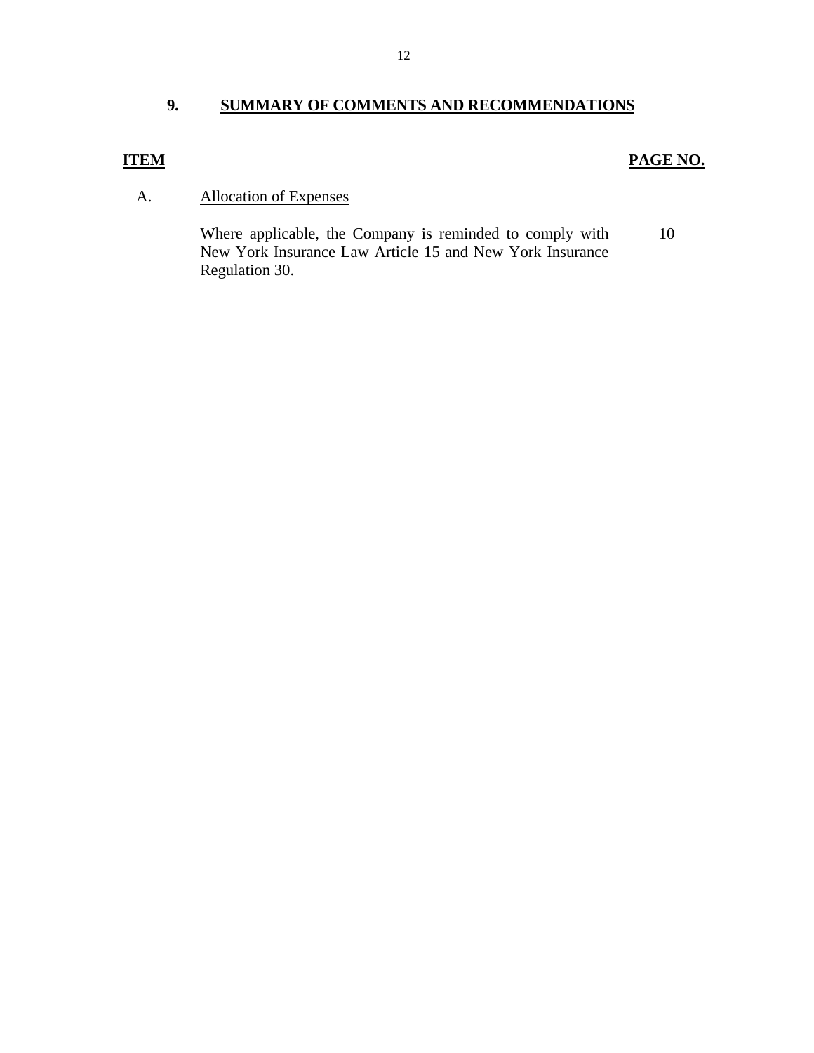## 9. SUMMARY OF COMMENTS AND RECOMMENDATIONS

| ITEM | | PAGE NO. |
|---|---|---|
| A. | Allocation of Expenses | |
| | Where applicable, the Company is reminded to comply with New York Insurance Law Article 15 and New York Insurance Regulation 30. | 10 |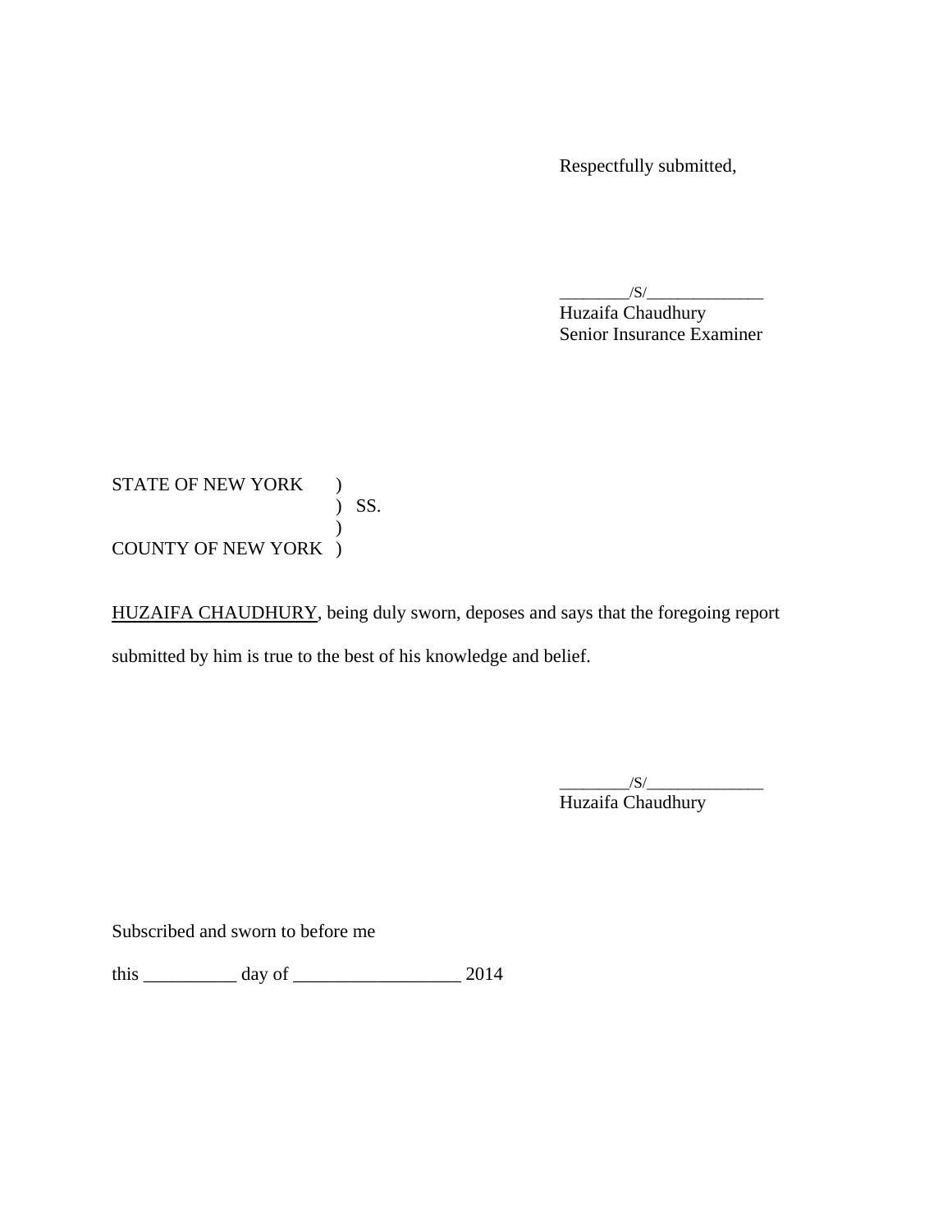Respectfully submitted,

________/S/______________
Huzaifa Chaudhury
Senior Insurance Examiner

STATE OF NEW YORK )
) SS.
)
COUNTY OF NEW YORK )

HUZAIFA CHAUDHURY, being duly sworn, deposes and says that the foregoing report submitted by him is true to the best of his knowledge and belief.

________/S/______________
Huzaifa Chaudhury

Subscribed and sworn to before me

this __________ day of __________________ 2014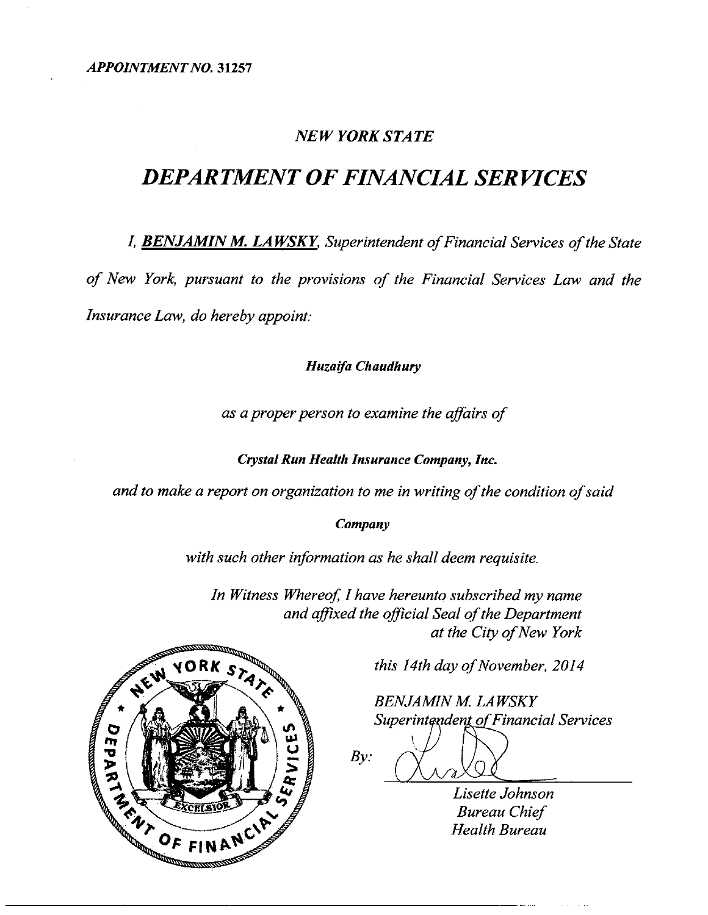*APPOINTMENT NO.* 31257

## *NEW YORK STATE*

# *DEPARTMENT OF FINANCIAL SERVICES*

*I, **BENJAMIN M. LAWSKY**, Superintendent of Financial Services of the State of New York, pursuant to the provisions of the Financial Services Law and the Insurance Law, do hereby appoint:*

***Huzaifa Chaudhury***

*as a proper person to examine the affairs of*

***Crystal Run Health Insurance Company, Inc.***

*and to make a report on organization to me in writing of the condition of said*

***Company***

*with such other information as he shall deem requisite.*

*In Witness Whereof, I have hereunto subscribed my name and affixed the official Seal of the Department at the City of New York*

*this 14th day of November, 2014*

*BENJAMIN M. LAWSKY*
*Superintendent of Financial Services*

*By:*

*Lisette Johnson*
*Bureau Chief*
*Health Bureau*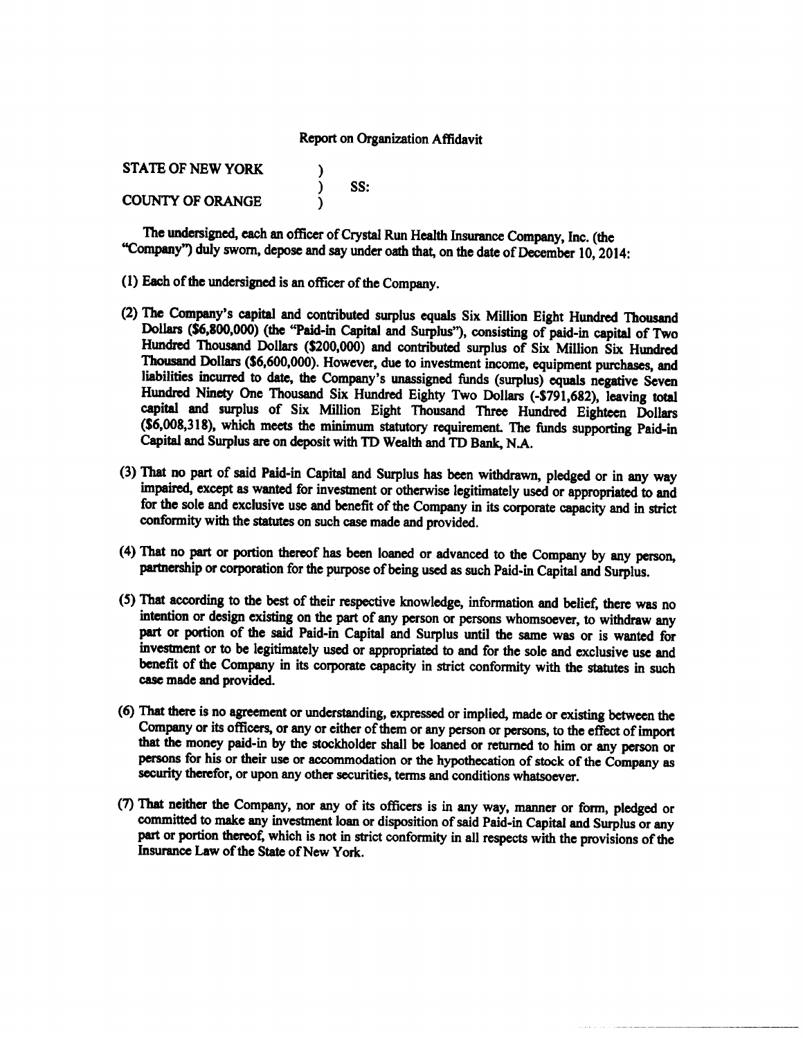Report on Organization Affidavit

STATE OF NEW YORK )
) SS:
COUNTY OF ORANGE )

The undersigned, each an officer of Crystal Run Health Insurance Company, Inc. (the "Company") duly sworn, depose and say under oath that, on the date of December 10, 2014:

(1) Each of the undersigned is an officer of the Company.

(2) The Company's capital and contributed surplus equals Six Million Eight Hundred Thousand Dollars ($6,800,000) (the "Paid-in Capital and Surplus"), consisting of paid-in capital of Two Hundred Thousand Dollars ($200,000) and contributed surplus of Six Million Six Hundred Thousand Dollars ($6,600,000). However, due to investment income, equipment purchases, and liabilities incurred to date, the Company's unassigned funds (surplus) equals negative Seven Hundred Ninety One Thousand Six Hundred Eighty Two Dollars (-$791,682), leaving total capital and surplus of Six Million Eight Thousand Three Hundred Eighteen Dollars ($6,008,318), which meets the minimum statutory requirement. The funds supporting Paid-in Capital and Surplus are on deposit with TD Wealth and TD Bank, N.A.

(3) That no part of said Paid-in Capital and Surplus has been withdrawn, pledged or in any way impaired, except as wanted for investment or otherwise legitimately used or appropriated to and for the sole and exclusive use and benefit of the Company in its corporate capacity and in strict conformity with the statutes on such case made and provided.

(4) That no part or portion thereof has been loaned or advanced to the Company by any person, partnership or corporation for the purpose of being used as such Paid-in Capital and Surplus.

(5) That according to the best of their respective knowledge, information and belief, there was no intention or design existing on the part of any person or persons whomsoever, to withdraw any part or portion of the said Paid-in Capital and Surplus until the same was or is wanted for investment or to be legitimately used or appropriated to and for the sole and exclusive use and benefit of the Company in its corporate capacity in strict conformity with the statutes in such case made and provided.

(6) That there is no agreement or understanding, expressed or implied, made or existing between the Company or its officers, or any or either of them or any person or persons, to the effect of import that the money paid-in by the stockholder shall be loaned or returned to him or any person or persons for his or their use or accommodation or the hypothecation of stock of the Company as security therefor, or upon any other securities, terms and conditions whatsoever.

(7) That neither the Company, nor any of its officers is in any way, manner or form, pledged or committed to make any investment loan or disposition of said Paid-in Capital and Surplus or any part or portion thereof, which is not in strict conformity in all respects with the provisions of the Insurance Law of the State of New York.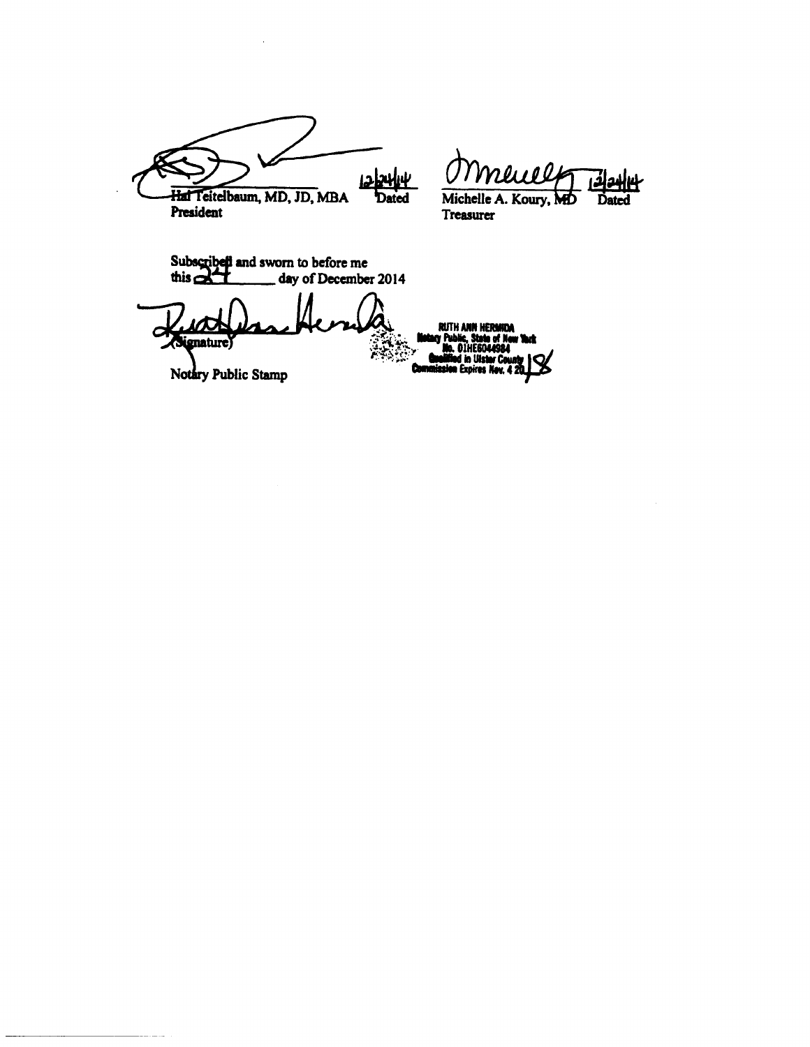Hal Teitelbaum, MD, JD, MBA — 12/24/14
President — Dated

Michelle A. Koury, MD — 12/24/14
Treasurer — Dated

Subscribed and sworn to before me
this 24 day of December 2014

(Signature)

Notary Public Stamp

RUTH ANN HERMIDA
Notary Public, State of New York
No. 01HE6044984
Qualified in Ulster County
Commission Expires Nov. 4 2018